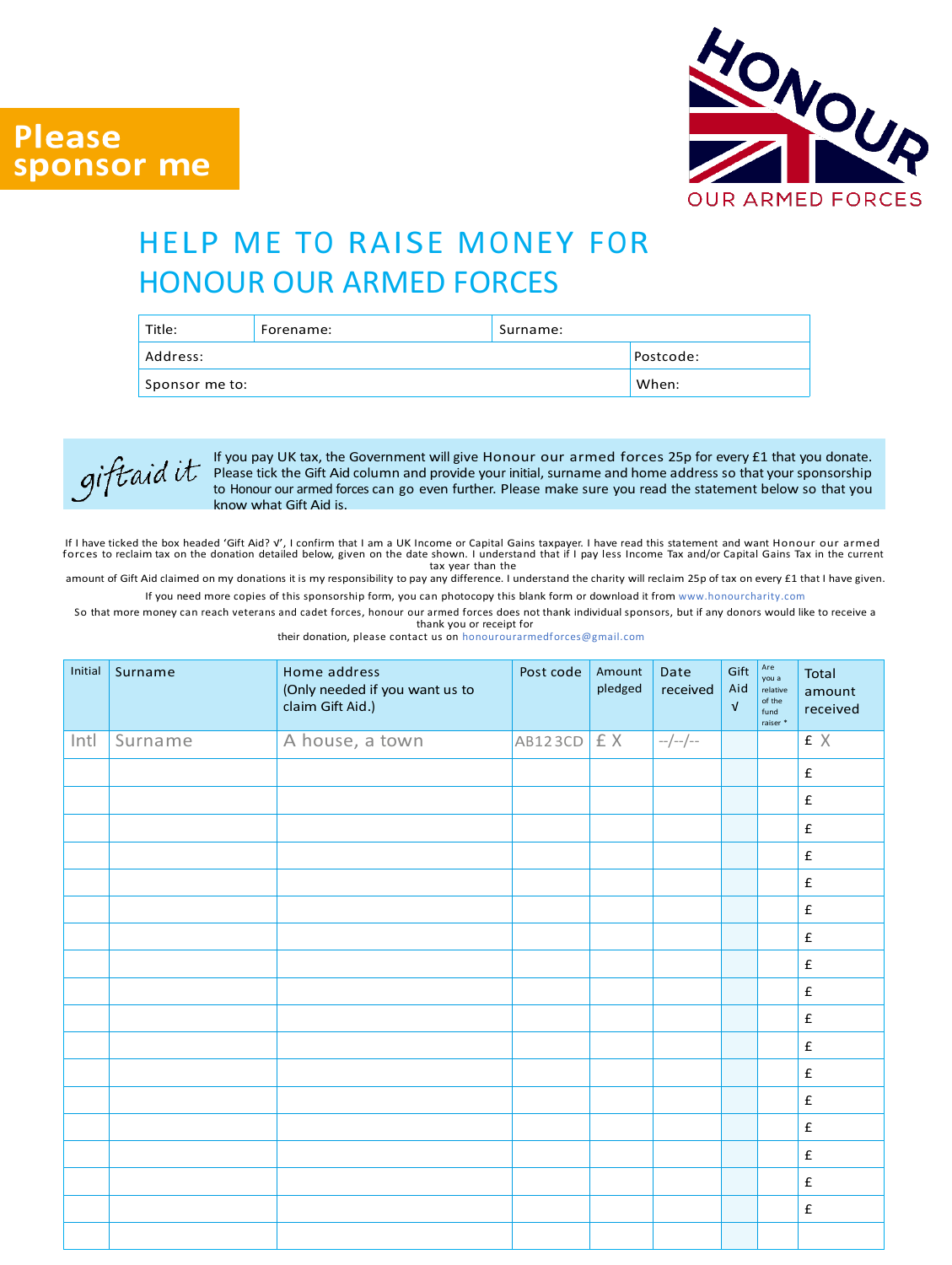**Please sponsor me**

HONOUR
OUR ARMED FORCES

# HELP ME TO RAISE MONEY FOR HONOUR OUR ARMED FORCES

| Title: | Forename: | Surname: | |
|---|---|---|---|
| Address: | | | Postcode: |
| Sponsor me to: | | | When: |

*giftaid it* If you pay UK tax, the Government will give Honour our armed forces 25p for every £1 that you donate. Please tick the Gift Aid column and provide your initial, surname and home address so that your sponsorship to Honour our armed forces can go even further. Please make sure you read the statement below so that you know what Gift Aid is.

If I have ticked the box headed 'Gift Aid? √', I confirm that I am a UK Income or Capital Gains taxpayer. I have read this statement and want Honour our armed forces to reclaim tax on the donation detailed below, given on the date shown. I understand that if I pay less Income Tax and/or Capital Gains Tax in the current tax year than the amount of Gift Aid claimed on my donations it is my responsibility to pay any difference. I understand the charity will reclaim 25p of tax on every £1 that I have given.

If you need more copies of this sponsorship form, you can photocopy this blank form or download it from www.honourcharity.com

So that more money can reach veterans and cadet forces, honour our armed forces does not thank individual sponsors, but if any donors would like to receive a thank you or receipt for their donation, please contact us on honourourarmedforces@gmail.com

| Initial | Surname | Home address (Only needed if you want us to claim Gift Aid.) | Post code | Amount pledged | Date received | Gift Aid √ | Are you a relative of the fund raiser * | Total amount received |
|---|---|---|---|---|---|---|---|---|
| Intl | Surname | A house, a town | AB123CD | £ X | --/--/-- | | | £ X |
| | | | | | | | | £ |
| | | | | | | | | £ |
| | | | | | | | | £ |
| | | | | | | | | £ |
| | | | | | | | | £ |
| | | | | | | | | £ |
| | | | | | | | | £ |
| | | | | | | | | £ |
| | | | | | | | | £ |
| | | | | | | | | £ |
| | | | | | | | | £ |
| | | | | | | | | £ |
| | | | | | | | | £ |
| | | | | | | | | £ |
| | | | | | | | | £ |
| | | | | | | | | £ |
| | | | | | | | | £ |
| | | | | | | | | |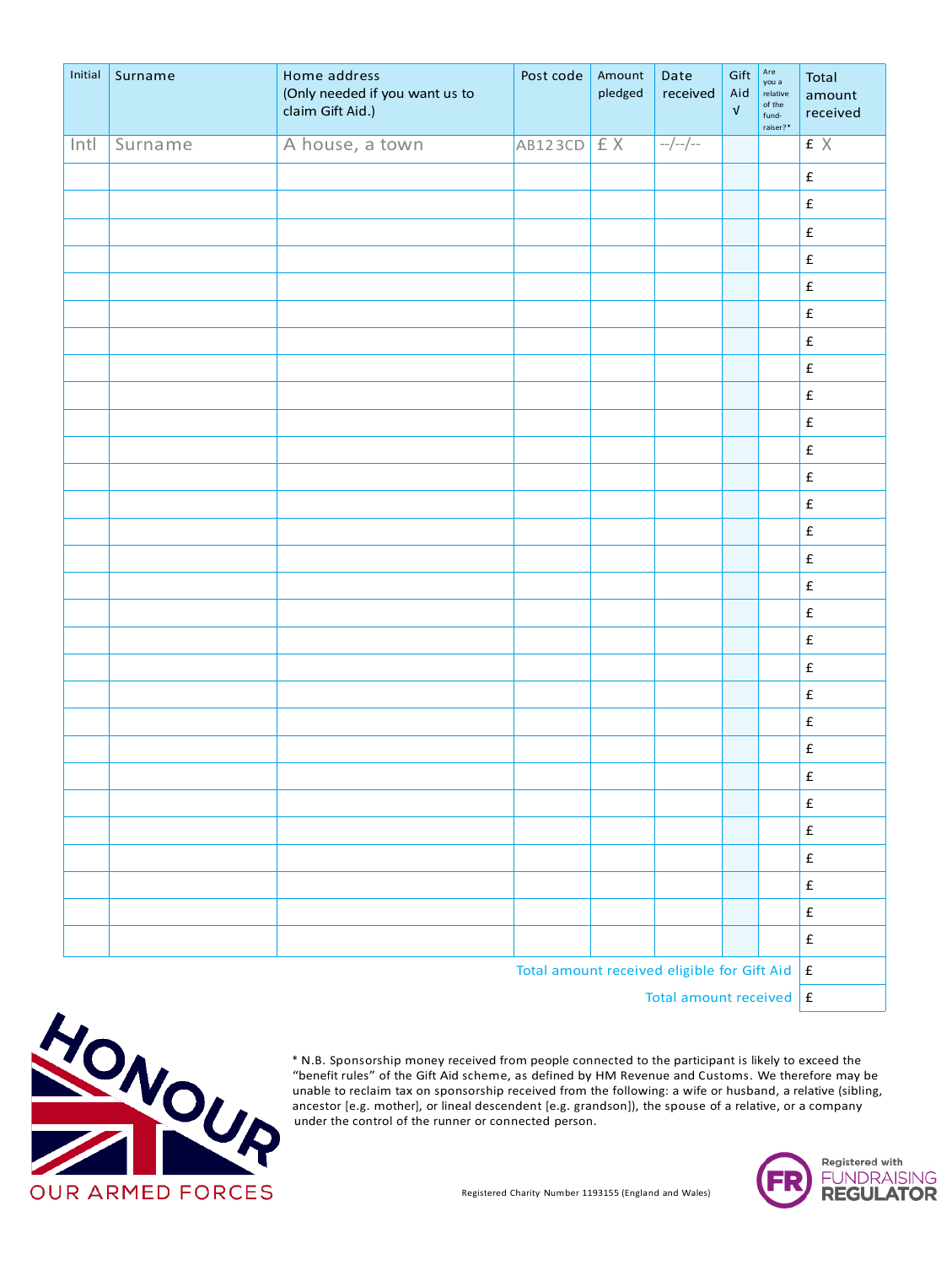| Initial | Surname | Home address (Only needed if you want us to claim Gift Aid.) | Post code | Amount pledged | Date received | Gift Aid √ | Are you a relative of the fund-raiser?* | Total amount received |
|---|---|---|---|---|---|---|---|---|
| Intl | Surname | A house, a town | AB123CD | £ X | --/--/-- | | | £ X |
| | | | | | | | | £ |
| | | | | | | | | £ |
| | | | | | | | | £ |
| | | | | | | | | £ |
| | | | | | | | | £ |
| | | | | | | | | £ |
| | | | | | | | | £ |
| | | | | | | | | £ |
| | | | | | | | | £ |
| | | | | | | | | £ |
| | | | | | | | | £ |
| | | | | | | | | £ |
| | | | | | | | | £ |
| | | | | | | | | £ |
| | | | | | | | | £ |
| | | | | | | | | £ |
| | | | | | | | | £ |
| | | | | | | | | £ |
| | | | | | | | | £ |
| | | | | | | | | £ |
| | | | | | | | | £ |
| | | | | | | | | £ |
| | | | | | | | | £ |
| | | | | | | | | £ |
| | | | | | | | | £ |
| | | | | | | | | £ |
| | | | | | | | | £ |
| | | | | | | | | £ |
| | | | | | | | | £ |
| | | | | | | | Total amount received eligible for Gift Aid | £ |
| | | | | | | | Total amount received | £ |

HONOUR OUR ARMED FORCES

* N.B. Sponsorship money received from people connected to the participant is likely to exceed the "benefit rules" of the Gift Aid scheme, as defined by HM Revenue and Customs. We therefore may be unable to reclaim tax on sponsorship received from the following: a wife or husband, a relative (sibling, ancestor [e.g. mother], or lineal descendent [e.g. grandson]), the spouse of a relative, or a company under the control of the runner or connected person.

Registered Charity Number 1193155 (England and Wales)

Registered with FUNDRAISING REGULATOR